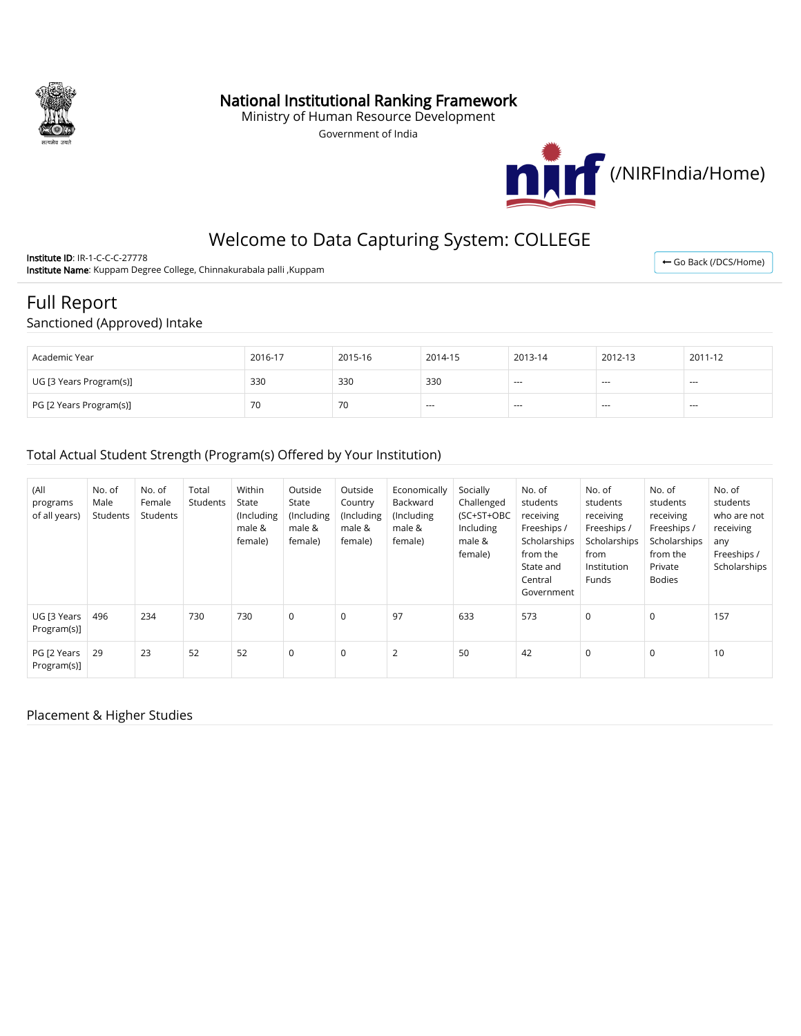# National Institutional Ranking Framework

Ministry of Human Resource Development

Government of India

(/NIRFIndia/Home)

## Welcome to Data Capturing System: COLLEGE

**Institute ID**: IR-1-C-C-C-27778

**Institute Name**: Kuppam Degree College, Chinnakurabala palli ,Kuppam

Go Back (/DCS/Home)

# Full Report

## Sanctioned (Approved) Intake

| Academic Year | 2016-17 | 2015-16 | 2014-15 | 2013-14 | 2012-13 | 2011-12 |
|---|---|---|---|---|---|---|
| UG [3 Years Program(s)] | 330 | 330 | 330 | --- | --- | --- |
| PG [2 Years Program(s)] | 70 | 70 | --- | --- | --- | --- |

## Total Actual Student Strength (Program(s) Offered by Your Institution)

| (All programs of all years) | No. of Male Students | No. of Female Students | Total Students | Within State (Including male & female) | Outside State (Including male & female) | Outside Country (Including male & female) | Economically Backward (Including male & female) | Socially Challenged (SC+ST+OBC Including male & female) | No. of students receiving Freeships / Scholarships from the State and Central Government | No. of students receiving Freeships / Scholarships from Institution Funds | No. of students receiving Freeships / Scholarships from the Private Bodies | No. of students who are not receiving any Freeships / Scholarships |
|---|---|---|---|---|---|---|---|---|---|---|---|---|
| UG [3 Years Program(s)] | 496 | 234 | 730 | 730 | 0 | 0 | 97 | 633 | 573 | 0 | 0 | 157 |
| PG [2 Years Program(s)] | 29 | 23 | 52 | 52 | 0 | 0 | 2 | 50 | 42 | 0 | 0 | 10 |

## Placement & Higher Studies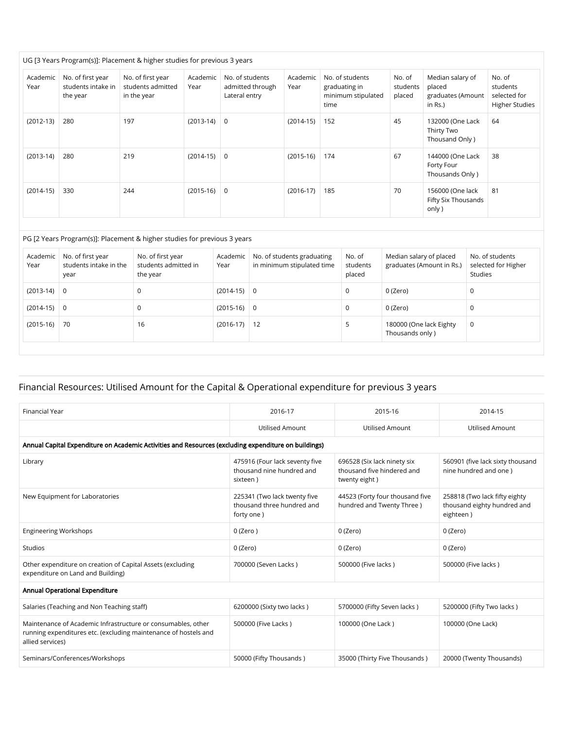UG [3 Years Program(s)]: Placement & higher studies for previous 3 years

| Academic Year | No. of first year students intake in the year | No. of first year students admitted in the year | Academic Year | No. of students admitted through Lateral entry | Academic Year | No. of students graduating in minimum stipulated time | No. of students placed | Median salary of placed graduates (Amount in Rs.) | No. of students selected for Higher Studies |
|---|---|---|---|---|---|---|---|---|---|
| (2012-13) | 280 | 197 | (2013-14) | 0 | (2014-15) | 152 | 45 | 132000 (One Lack Thirty Two Thousand Only ) | 64 |
| (2013-14) | 280 | 219 | (2014-15) | 0 | (2015-16) | 174 | 67 | 144000 (One Lack Forty Four Thousands Only ) | 38 |
| (2014-15) | 330 | 244 | (2015-16) | 0 | (2016-17) | 185 | 70 | 156000 (One lack Fifty Six Thousands only ) | 81 |

PG [2 Years Program(s)]: Placement & higher studies for previous 3 years

| Academic Year | No. of first year students intake in the year | No. of first year students admitted in the year | Academic Year | No. of students graduating in minimum stipulated time | No. of students placed | Median salary of placed graduates (Amount in Rs.) | No. of students selected for Higher Studies |
|---|---|---|---|---|---|---|---|
| (2013-14) | 0 | 0 | (2014-15) | 0 | 0 | 0 (Zero) | 0 |
| (2014-15) | 0 | 0 | (2015-16) | 0 | 0 | 0 (Zero) | 0 |
| (2015-16) | 70 | 16 | (2016-17) | 12 | 5 | 180000 (One lack Eighty Thousands only ) | 0 |

## Financial Resources: Utilised Amount for the Capital & Operational expenditure for previous 3 years

| Financial Year | 2016-17 | 2015-16 | 2014-15 |
|---|---|---|---|
| | Utilised Amount | Utilised Amount | Utilised Amount |
| **Annual Capital Expenditure on Academic Activities and Resources (excluding expenditure on buildings)** | | | |
| Library | 475916 (Four lack seventy five thousand nine hundred and sixteen ) | 696528 (Six lack ninety six thousand five hindered and twenty eight ) | 560901 (five lack sixty thousand nine hundred and one ) |
| New Equipment for Laboratories | 225341 (Two lack twenty five thousand three hundred and forty one ) | 44523 (Forty four thousand five hundred and Twenty Three ) | 258818 (Two lack fifty eighty thousand eighty hundred and eighteen ) |
| Engineering Workshops | 0 (Zero ) | 0 (Zero) | 0 (Zero) |
| Studios | 0 (Zero) | 0 (Zero) | 0 (Zero) |
| Other expenditure on creation of Capital Assets (excluding expenditure on Land and Building) | 700000 (Seven Lacks ) | 500000 (Five lacks ) | 500000 (Five lacks ) |
| **Annual Operational Expenditure** | | | |
| Salaries (Teaching and Non Teaching staff) | 6200000 (Sixty two lacks ) | 5700000 (Fifty Seven lacks ) | 5200000 (Fifty Two lacks ) |
| Maintenance of Academic Infrastructure or consumables, other running expenditures etc. (excluding maintenance of hostels and allied services) | 500000 (Five Lacks ) | 100000 (One Lack ) | 100000 (One Lack) |
| Seminars/Conferences/Workshops | 50000 (Fifty Thousands ) | 35000 (Thirty Five Thousands ) | 20000 (Twenty Thousands) |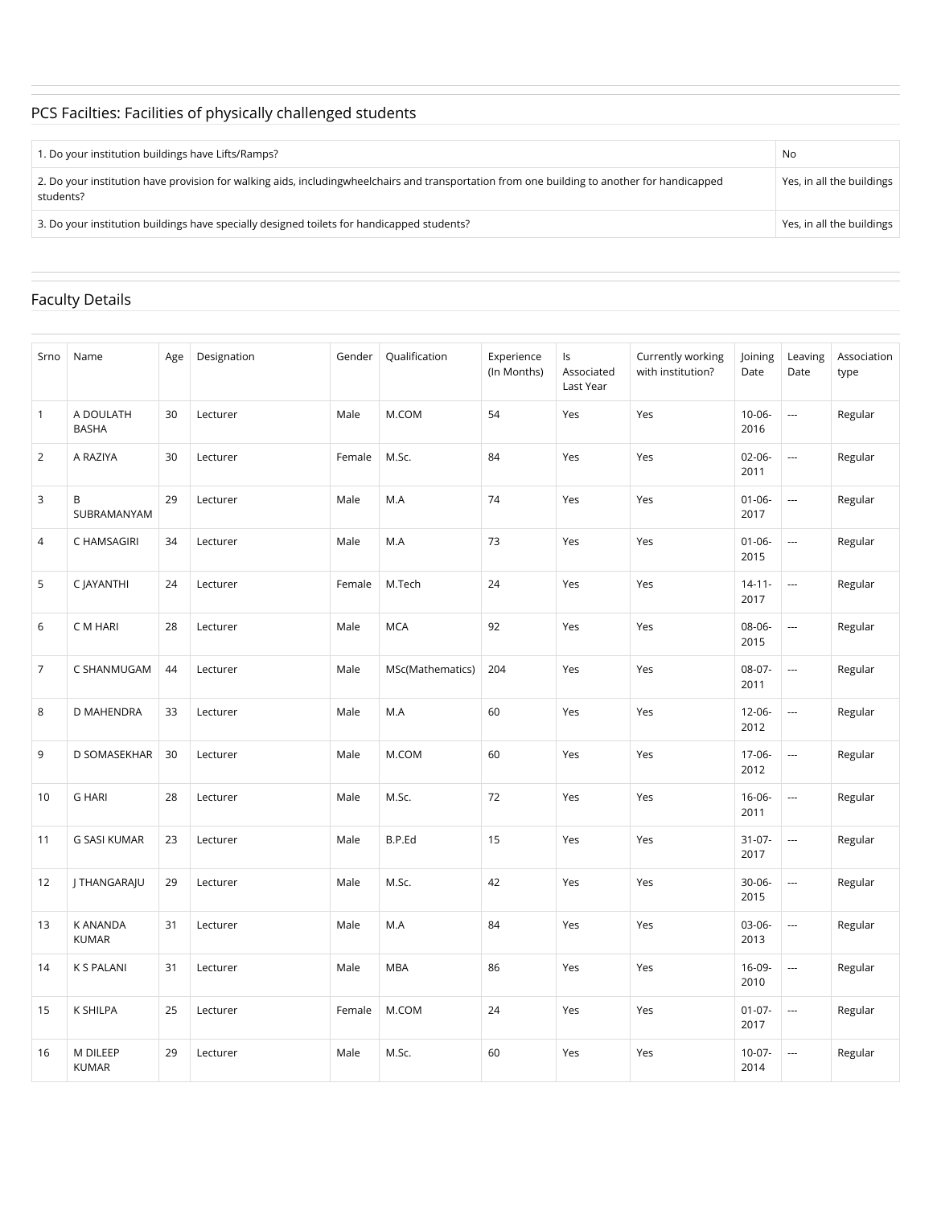## PCS Facilties: Facilities of physically challenged students

| | |
|---|---|
| 1. Do your institution buildings have Lifts/Ramps? | No |
| 2. Do your institution have provision for walking aids, includingwheelchairs and transportation from one building to another for handicapped students? | Yes, in all the buildings |
| 3. Do your institution buildings have specially designed toilets for handicapped students? | Yes, in all the buildings |

## Faculty Details

| Srno | Name | Age | Designation | Gender | Qualification | Experience (In Months) | Is Associated Last Year | Currently working with institution? | Joining Date | Leaving Date | Association type |
|---|---|---|---|---|---|---|---|---|---|---|---|
| 1 | A DOULATH BASHA | 30 | Lecturer | Male | M.COM | 54 | Yes | Yes | 10-06-2016 | --- | Regular |
| 2 | A RAZIYA | 30 | Lecturer | Female | M.Sc. | 84 | Yes | Yes | 02-06-2011 | --- | Regular |
| 3 | B SUBRAMANYAM | 29 | Lecturer | Male | M.A | 74 | Yes | Yes | 01-06-2017 | --- | Regular |
| 4 | C HAMSAGIRI | 34 | Lecturer | Male | M.A | 73 | Yes | Yes | 01-06-2015 | --- | Regular |
| 5 | C JAYANTHI | 24 | Lecturer | Female | M.Tech | 24 | Yes | Yes | 14-11-2017 | --- | Regular |
| 6 | C M HARI | 28 | Lecturer | Male | MCA | 92 | Yes | Yes | 08-06-2015 | --- | Regular |
| 7 | C SHANMUGAM | 44 | Lecturer | Male | MSc(Mathematics) | 204 | Yes | Yes | 08-07-2011 | --- | Regular |
| 8 | D MAHENDRA | 33 | Lecturer | Male | M.A | 60 | Yes | Yes | 12-06-2012 | --- | Regular |
| 9 | D SOMASEKHAR | 30 | Lecturer | Male | M.COM | 60 | Yes | Yes | 17-06-2012 | --- | Regular |
| 10 | G HARI | 28 | Lecturer | Male | M.Sc. | 72 | Yes | Yes | 16-06-2011 | --- | Regular |
| 11 | G SASI KUMAR | 23 | Lecturer | Male | B.P.Ed | 15 | Yes | Yes | 31-07-2017 | --- | Regular |
| 12 | J THANGARAJU | 29 | Lecturer | Male | M.Sc. | 42 | Yes | Yes | 30-06-2015 | --- | Regular |
| 13 | K ANANDA KUMAR | 31 | Lecturer | Male | M.A | 84 | Yes | Yes | 03-06-2013 | --- | Regular |
| 14 | K S PALANI | 31 | Lecturer | Male | MBA | 86 | Yes | Yes | 16-09-2010 | --- | Regular |
| 15 | K SHILPA | 25 | Lecturer | Female | M.COM | 24 | Yes | Yes | 01-07-2017 | --- | Regular |
| 16 | M DILEEP KUMAR | 29 | Lecturer | Male | M.Sc. | 60 | Yes | Yes | 10-07-2014 | --- | Regular |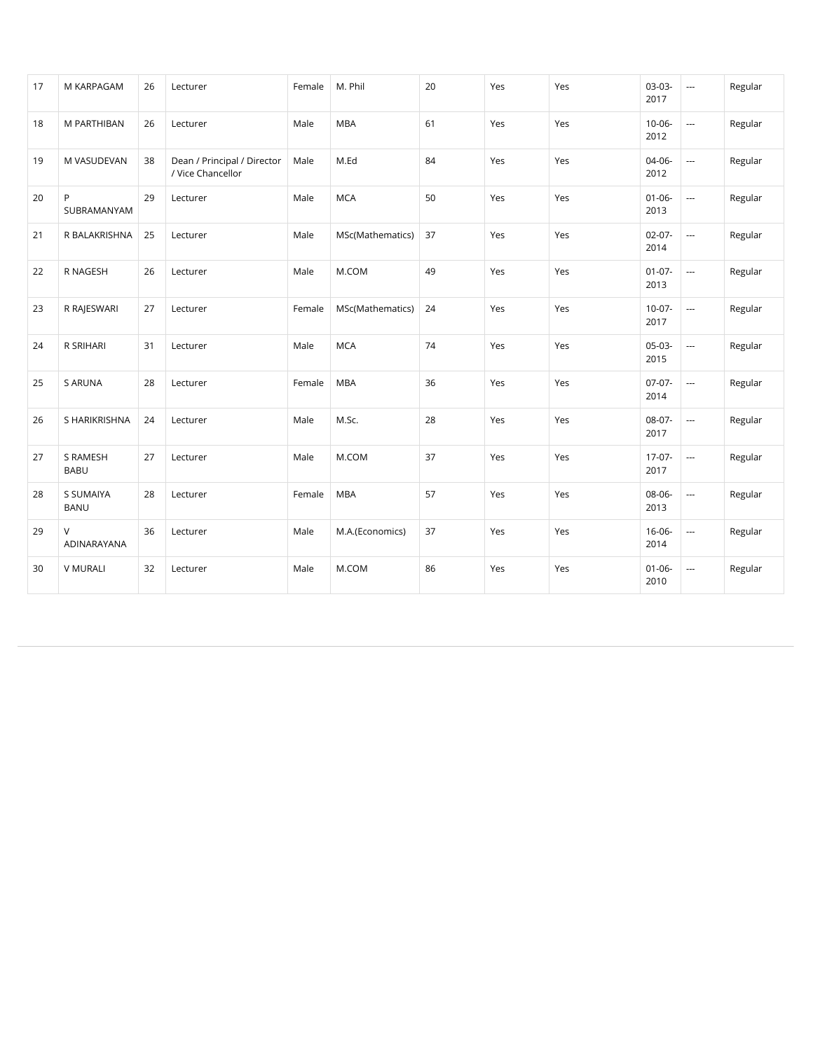| | | | | | | | | | | | |
|---|---|---|---|---|---|---|---|---|---|---|---|
| 17 | M KARPAGAM | 26 | Lecturer | Female | M. Phil | 20 | Yes | Yes | 03-03-2017 | --- | Regular |
| 18 | M PARTHIBAN | 26 | Lecturer | Male | MBA | 61 | Yes | Yes | 10-06-2012 | --- | Regular |
| 19 | M VASUDEVAN | 38 | Dean / Principal / Director / Vice Chancellor | Male | M.Ed | 84 | Yes | Yes | 04-06-2012 | --- | Regular |
| 20 | P SUBRAMANYAM | 29 | Lecturer | Male | MCA | 50 | Yes | Yes | 01-06-2013 | --- | Regular |
| 21 | R BALAKRISHNA | 25 | Lecturer | Male | MSc(Mathematics) | 37 | Yes | Yes | 02-07-2014 | --- | Regular |
| 22 | R NAGESH | 26 | Lecturer | Male | M.COM | 49 | Yes | Yes | 01-07-2013 | --- | Regular |
| 23 | R RAJESWARI | 27 | Lecturer | Female | MSc(Mathematics) | 24 | Yes | Yes | 10-07-2017 | --- | Regular |
| 24 | R SRIHARI | 31 | Lecturer | Male | MCA | 74 | Yes | Yes | 05-03-2015 | --- | Regular |
| 25 | S ARUNA | 28 | Lecturer | Female | MBA | 36 | Yes | Yes | 07-07-2014 | --- | Regular |
| 26 | S HARIKRISHNA | 24 | Lecturer | Male | M.Sc. | 28 | Yes | Yes | 08-07-2017 | --- | Regular |
| 27 | S RAMESH BABU | 27 | Lecturer | Male | M.COM | 37 | Yes | Yes | 17-07-2017 | --- | Regular |
| 28 | S SUMAIYA BANU | 28 | Lecturer | Female | MBA | 57 | Yes | Yes | 08-06-2013 | --- | Regular |
| 29 | V ADINARAYANA | 36 | Lecturer | Male | M.A.(Economics) | 37 | Yes | Yes | 16-06-2014 | --- | Regular |
| 30 | V MURALI | 32 | Lecturer | Male | M.COM | 86 | Yes | Yes | 01-06-2010 | --- | Regular |